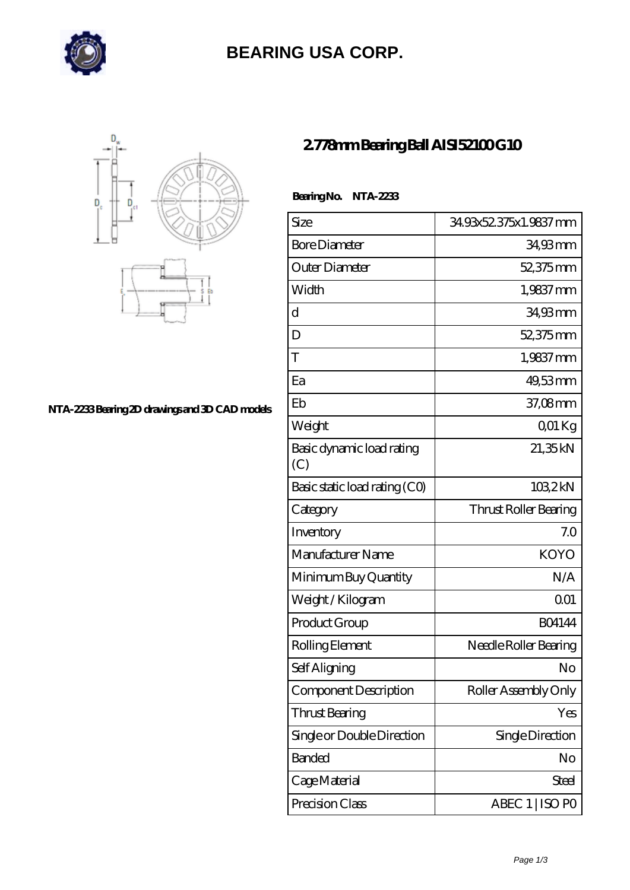# BEARING USA CORP.

## 2.778mm Bearing Ball AISI52100 G10

NTA-2233 Bearing 2D drawings and 3D CAD models

**Bearing No.** **NTA-2233**

| Size | 34.93x52.375x1.9837 mm |
|---|---|
| Bore Diameter | 34,93 mm |
| Outer Diameter | 52,375 mm |
| Width | 1,9837 mm |
| d | 34,93 mm |
| D | 52,375 mm |
| T | 1,9837 mm |
| Ea | 49,53 mm |
| Eb | 37,08 mm |
| Weight | 0,01 Kg |
| Basic dynamic load rating (C) | 21,35 kN |
| Basic static load rating (C0) | 103,2 kN |
| Category | Thrust Roller Bearing |
| Inventory | 7.0 |
| Manufacturer Name | KOYO |
| Minimum Buy Quantity | N/A |
| Weight / Kilogram | 0.01 |
| Product Group | B04144 |
| Rolling Element | Needle Roller Bearing |
| Self Aligning | No |
| Component Description | Roller Assembly Only |
| Thrust Bearing | Yes |
| Single or Double Direction | Single Direction |
| Banded | No |
| Cage Material | Steel |
| Precision Class | ABEC 1 \| ISO P0 |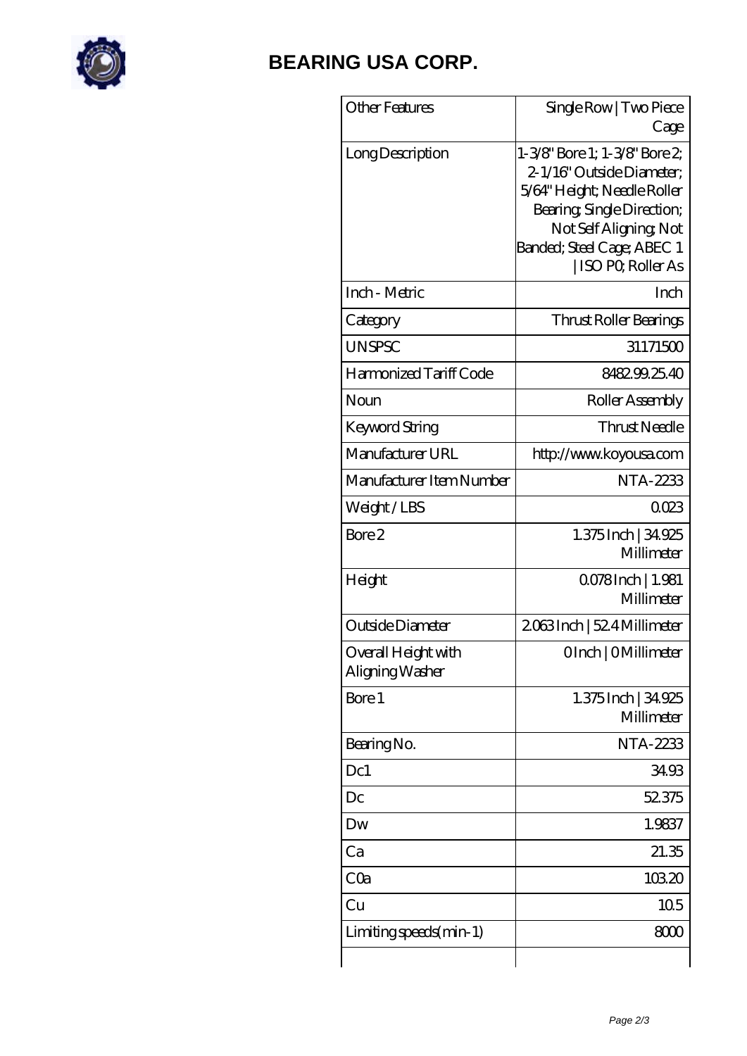# BEARING USA CORP.

| | |
|---|---|
| Other Features | Single Row \| Two Piece Cage |
| Long Description | 1-3/8" Bore 1; 1-3/8" Bore 2; 2-1/16" Outside Diameter; 5/64" Height; Needle Roller Bearing; Single Direction; Not Self Aligning; Not Banded; Steel Cage; ABEC 1 \| ISO P0; Roller As |
| Inch - Metric | Inch |
| Category | Thrust Roller Bearings |
| UNSPSC | 31171500 |
| Harmonized Tariff Code | 8482.99.25.40 |
| Noun | Roller Assembly |
| Keyword String | Thrust Needle |
| Manufacturer URL | http://www.koyousa.com |
| Manufacturer Item Number | NTA-2233 |
| Weight / LBS | 0.023 |
| Bore 2 | 1.375 Inch \| 34.925 Millimeter |
| Height | 0.078 Inch \| 1.981 Millimeter |
| Outside Diameter | 2.063 Inch \| 52.4 Millimeter |
| Overall Height with Aligning Washer | 0 Inch \| 0 Millimeter |
| Bore 1 | 1.375 Inch \| 34.925 Millimeter |
| Bearing No. | NTA-2233 |
| Dc1 | 34.93 |
| Dc | 52.375 |
| Dw | 1.9837 |
| Ca | 21.35 |
| C0a | 103.20 |
| Cu | 10.5 |
| Limiting speeds(min-1) | 8000 |
| | |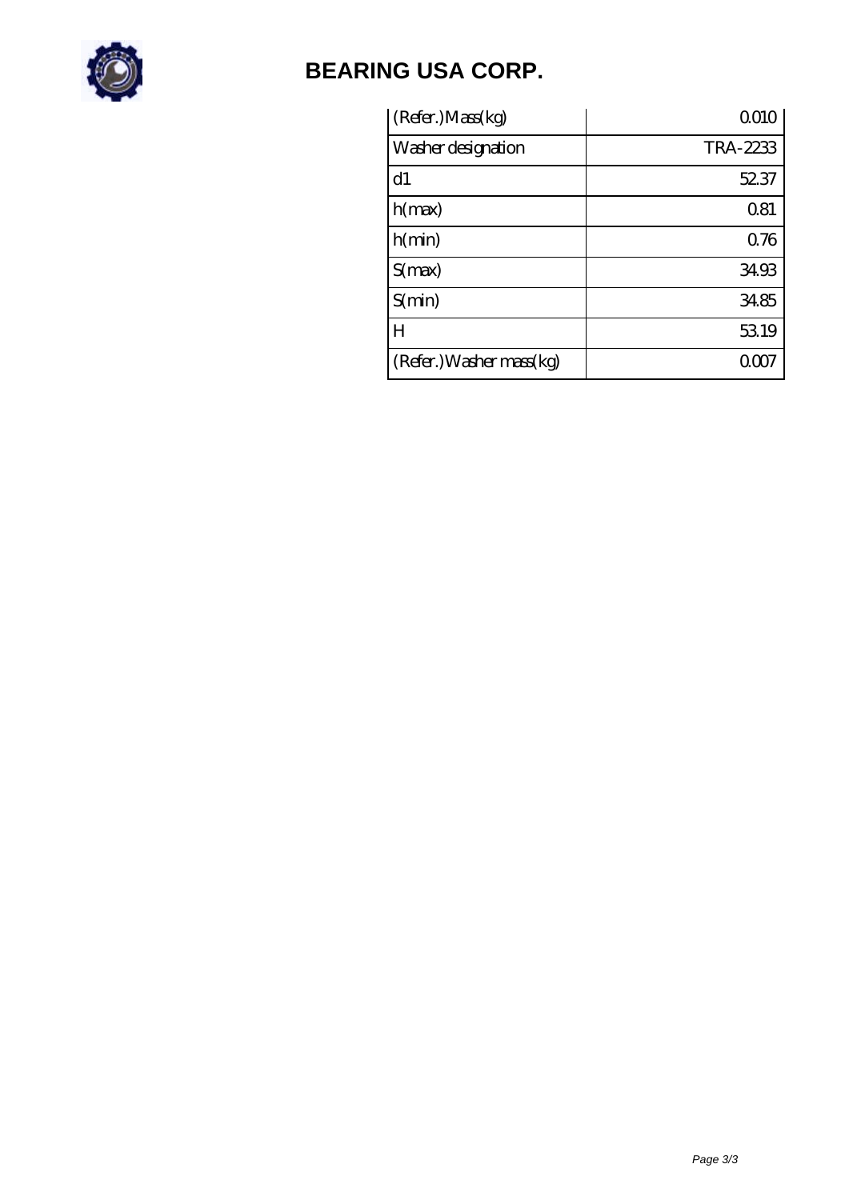# BEARING USA CORP.

| | |
|---|---|
| (Refer.)Mass(kg) | 0.010 |
| Washer designation | TRA-2233 |
| d1 | 52.37 |
| h(max) | 0.81 |
| h(min) | 0.76 |
| S(max) | 34.93 |
| S(min) | 34.85 |
| H | 53.19 |
| (Refer.)Washer mass(kg) | 0.007 |